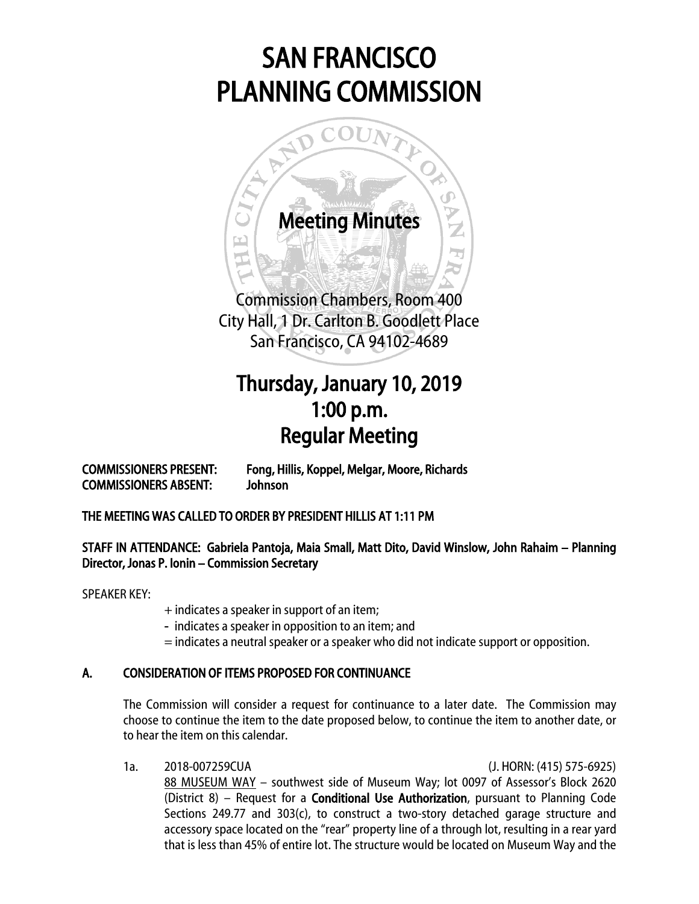# SAN FRANCISCO PLANNING COMMISSION

## Meeting Minutes

Commission Chambers, Room 400
City Hall, 1 Dr. Carlton B. Goodlett Place
San Francisco, CA 94102-4689

## Thursday, January 10, 2019
## 1:00 p.m.
## Regular Meeting

**COMMISSIONERS PRESENT:** Fong, Hillis, Koppel, Melgar, Moore, Richards
**COMMISSIONERS ABSENT:** Johnson

**THE MEETING WAS CALLED TO ORDER BY PRESIDENT HILLIS AT 1:11 PM**

**STAFF IN ATTENDANCE: Gabriela Pantoja, Maia Small, Matt Dito, David Winslow, John Rahaim – Planning Director, Jonas P. Ionin – Commission Secretary**

SPEAKER KEY:

+ indicates a speaker in support of an item;
- indicates a speaker in opposition to an item; and
= indicates a neutral speaker or a speaker who did not indicate support or opposition.

### A. CONSIDERATION OF ITEMS PROPOSED FOR CONTINUANCE

The Commission will consider a request for continuance to a later date. The Commission may choose to continue the item to the date proposed below, to continue the item to another date, or to hear the item on this calendar.

1a. 2018-007259CUA (J. HORN: (415) 575-6925)
88 MUSEUM WAY – southwest side of Museum Way; lot 0097 of Assessor's Block 2620 (District 8) – Request for a **Conditional Use Authorization**, pursuant to Planning Code Sections 249.77 and 303(c), to construct a two-story detached garage structure and accessory space located on the "rear" property line of a through lot, resulting in a rear yard that is less than 45% of entire lot. The structure would be located on Museum Way and the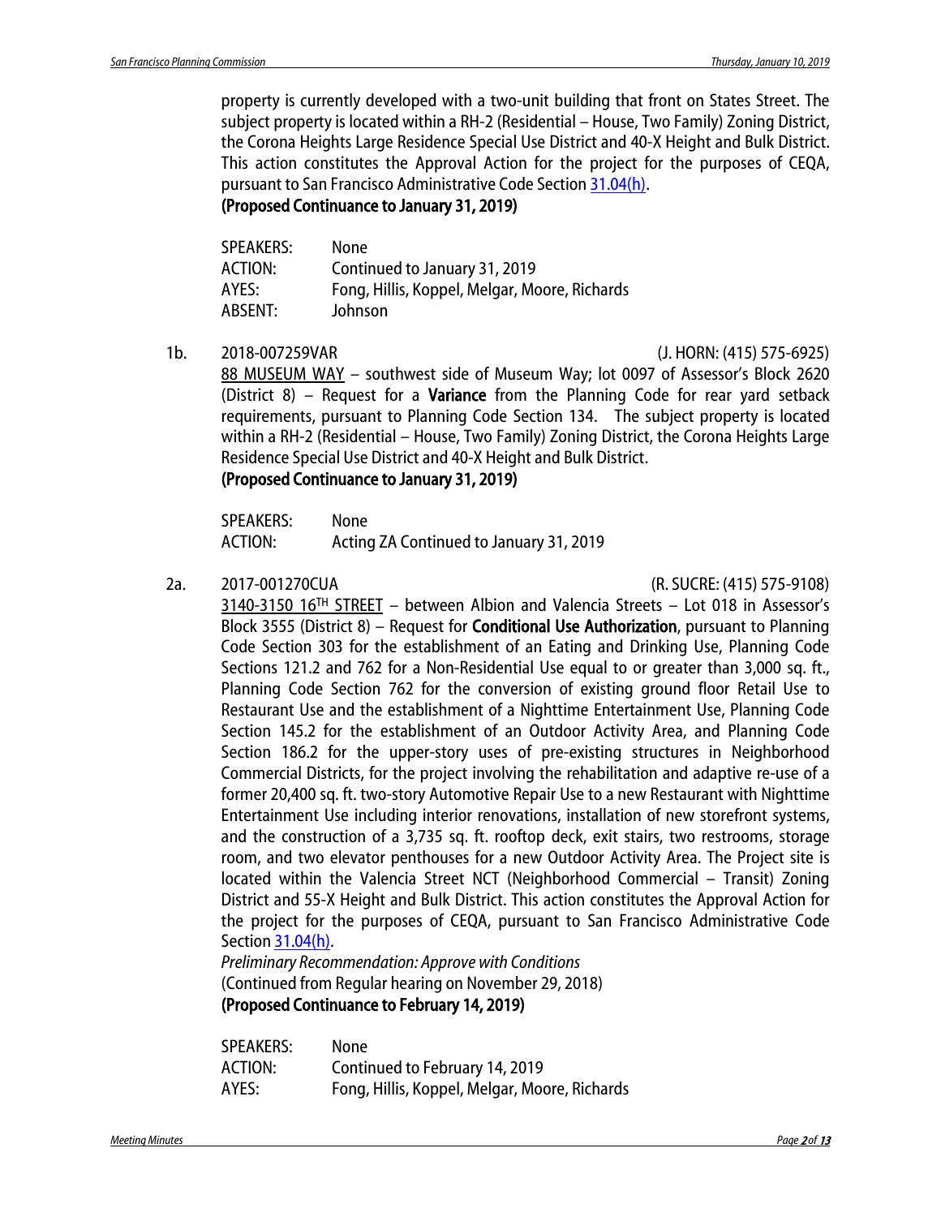property is currently developed with a two-unit building that front on States Street. The subject property is located within a RH-2 (Residential – House, Two Family) Zoning District, the Corona Heights Large Residence Special Use District and 40-X Height and Bulk District. This action constitutes the Approval Action for the project for the purposes of CEQA, pursuant to San Francisco Administrative Code Section 31.04(h).

**(Proposed Continuance to January 31, 2019)**

SPEAKERS: None
ACTION: Continued to January 31, 2019
AYES: Fong, Hillis, Koppel, Melgar, Moore, Richards
ABSENT: Johnson

1b. 2018-007259VAR (J. HORN: (415) 575-6925)

88 MUSEUM WAY – southwest side of Museum Way; lot 0097 of Assessor's Block 2620 (District 8) – Request for a **Variance** from the Planning Code for rear yard setback requirements, pursuant to Planning Code Section 134. The subject property is located within a RH-2 (Residential – House, Two Family) Zoning District, the Corona Heights Large Residence Special Use District and 40-X Height and Bulk District.

**(Proposed Continuance to January 31, 2019)**

SPEAKERS: None
ACTION: Acting ZA Continued to January 31, 2019

2a. 2017-001270CUA (R. SUCRE: (415) 575-9108)

3140-3150 16TH STREET – between Albion and Valencia Streets – Lot 018 in Assessor's Block 3555 (District 8) – Request for **Conditional Use Authorization**, pursuant to Planning Code Section 303 for the establishment of an Eating and Drinking Use, Planning Code Sections 121.2 and 762 for a Non-Residential Use equal to or greater than 3,000 sq. ft., Planning Code Section 762 for the conversion of existing ground floor Retail Use to Restaurant Use and the establishment of a Nighttime Entertainment Use, Planning Code Section 145.2 for the establishment of an Outdoor Activity Area, and Planning Code Section 186.2 for the upper-story uses of pre-existing structures in Neighborhood Commercial Districts, for the project involving the rehabilitation and adaptive re-use of a former 20,400 sq. ft. two-story Automotive Repair Use to a new Restaurant with Nighttime Entertainment Use including interior renovations, installation of new storefront systems, and the construction of a 3,735 sq. ft. rooftop deck, exit stairs, two restrooms, storage room, and two elevator penthouses for a new Outdoor Activity Area. The Project site is located within the Valencia Street NCT (Neighborhood Commercial – Transit) Zoning District and 55-X Height and Bulk District. This action constitutes the Approval Action for the project for the purposes of CEQA, pursuant to San Francisco Administrative Code Section 31.04(h).

*Preliminary Recommendation: Approve with Conditions*
(Continued from Regular hearing on November 29, 2018)

**(Proposed Continuance to February 14, 2019)**

SPEAKERS: None
ACTION: Continued to February 14, 2019
AYES: Fong, Hillis, Koppel, Melgar, Moore, Richards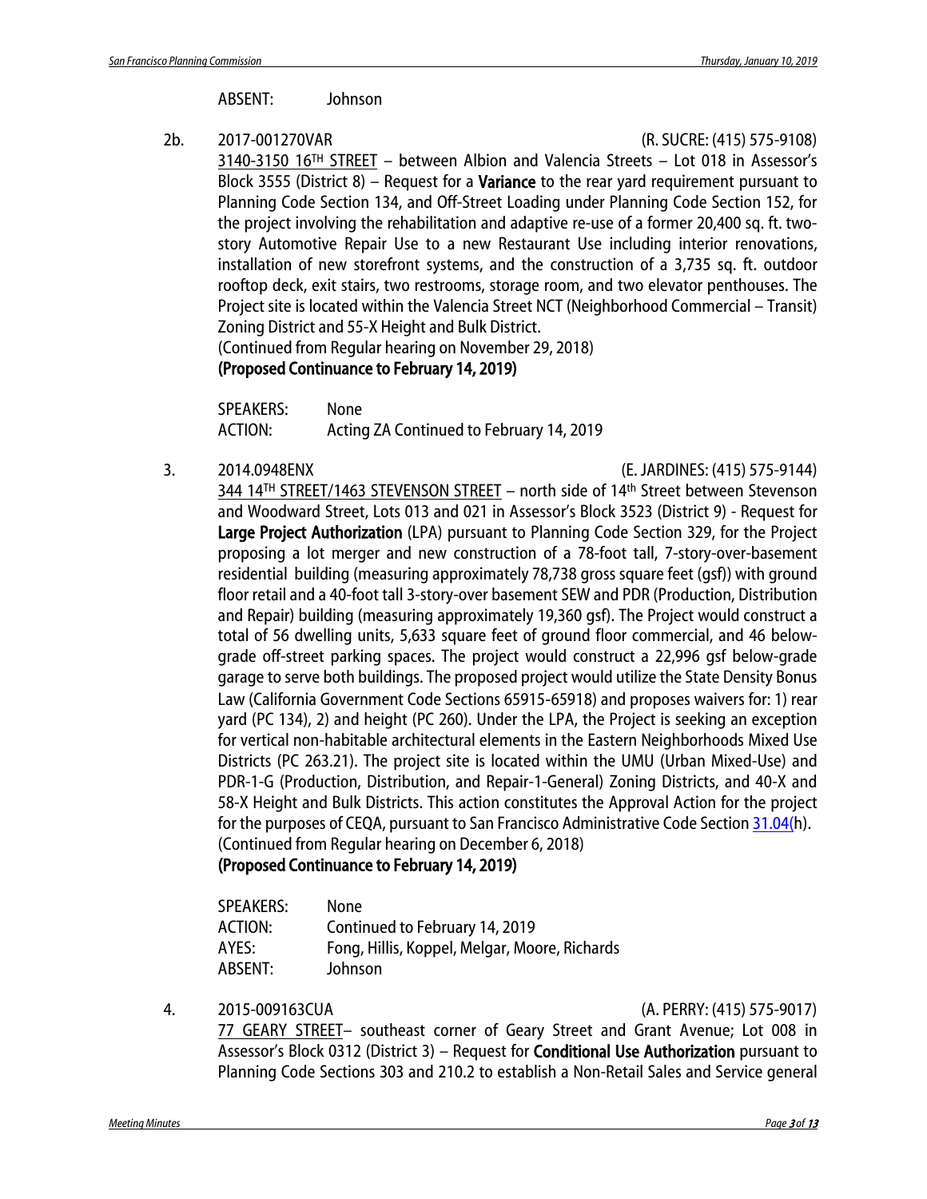| | |
|---|---|
| ABSENT: | Johnson |

2b. 2017-001270VAR (R. SUCRE: (415) 575-9108)

3140-3150 16TH STREET – between Albion and Valencia Streets – Lot 018 in Assessor's Block 3555 (District 8) – Request for a **Variance** to the rear yard requirement pursuant to Planning Code Section 134, and Off-Street Loading under Planning Code Section 152, for the project involving the rehabilitation and adaptive re-use of a former 20,400 sq. ft. two-story Automotive Repair Use to a new Restaurant Use including interior renovations, installation of new storefront systems, and the construction of a 3,735 sq. ft. outdoor rooftop deck, exit stairs, two restrooms, storage room, and two elevator penthouses. The Project site is located within the Valencia Street NCT (Neighborhood Commercial – Transit) Zoning District and 55-X Height and Bulk District.
(Continued from Regular hearing on November 29, 2018)
**(Proposed Continuance to February 14, 2019)**

| | |
|---|---|
| SPEAKERS: | None |
| ACTION: | Acting ZA Continued to February 14, 2019 |

3. 2014.0948ENX (E. JARDINES: (415) 575-9144)

344 14TH STREET/1463 STEVENSON STREET – north side of 14th Street between Stevenson and Woodward Street, Lots 013 and 021 in Assessor's Block 3523 (District 9) - Request for **Large Project Authorization** (LPA) pursuant to Planning Code Section 329, for the Project proposing a lot merger and new construction of a 78-foot tall, 7-story-over-basement residential building (measuring approximately 78,738 gross square feet (gsf)) with ground floor retail and a 40-foot tall 3-story-over basement SEW and PDR (Production, Distribution and Repair) building (measuring approximately 19,360 gsf). The Project would construct a total of 56 dwelling units, 5,633 square feet of ground floor commercial, and 46 below-grade off-street parking spaces. The project would construct a 22,996 gsf below-grade garage to serve both buildings. The proposed project would utilize the State Density Bonus Law (California Government Code Sections 65915-65918) and proposes waivers for: 1) rear yard (PC 134), 2) and height (PC 260). Under the LPA, the Project is seeking an exception for vertical non-habitable architectural elements in the Eastern Neighborhoods Mixed Use Districts (PC 263.21). The project site is located within the UMU (Urban Mixed-Use) and PDR-1-G (Production, Distribution, and Repair-1-General) Zoning Districts, and 40-X and 58-X Height and Bulk Districts. This action constitutes the Approval Action for the project for the purposes of CEQA, pursuant to San Francisco Administrative Code Section 31.04(h).
(Continued from Regular hearing on December 6, 2018)
**(Proposed Continuance to February 14, 2019)**

| | |
|---|---|
| SPEAKERS: | None |
| ACTION: | Continued to February 14, 2019 |
| AYES: | Fong, Hillis, Koppel, Melgar, Moore, Richards |
| ABSENT: | Johnson |

4. 2015-009163CUA (A. PERRY: (415) 575-9017)

77 GEARY STREET– southeast corner of Geary Street and Grant Avenue; Lot 008 in Assessor's Block 0312 (District 3) – Request for **Conditional Use Authorization** pursuant to Planning Code Sections 303 and 210.2 to establish a Non-Retail Sales and Service general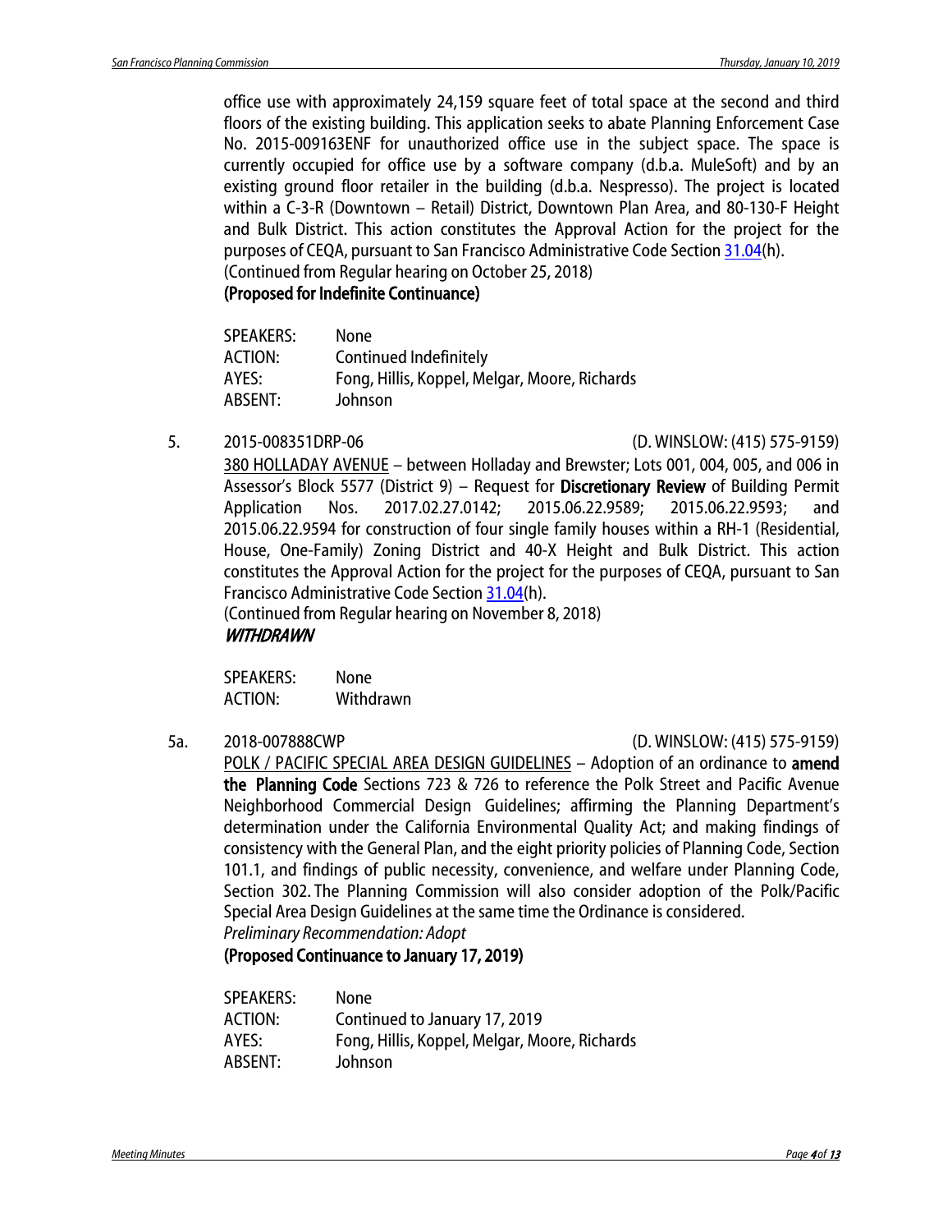office use with approximately 24,159 square feet of total space at the second and third floors of the existing building. This application seeks to abate Planning Enforcement Case No. 2015-009163ENF for unauthorized office use in the subject space. The space is currently occupied for office use by a software company (d.b.a. MuleSoft) and by an existing ground floor retailer in the building (d.b.a. Nespresso). The project is located within a C-3-R (Downtown – Retail) District, Downtown Plan Area, and 80-130-F Height and Bulk District. This action constitutes the Approval Action for the project for the purposes of CEQA, pursuant to San Francisco Administrative Code Section 31.04(h).
(Continued from Regular hearing on October 25, 2018)
**(Proposed for Indefinite Continuance)**

SPEAKERS: None
ACTION: Continued Indefinitely
AYES: Fong, Hillis, Koppel, Melgar, Moore, Richards
ABSENT: Johnson

5. 2015-008351DRP-06 (D. WINSLOW: (415) 575-9159)
380 HOLLADAY AVENUE – between Holladay and Brewster; Lots 001, 004, 005, and 006 in Assessor's Block 5577 (District 9) – Request for **Discretionary Review** of Building Permit Application Nos. 2017.02.27.0142; 2015.06.22.9589; 2015.06.22.9593; and 2015.06.22.9594 for construction of four single family houses within a RH-1 (Residential, House, One-Family) Zoning District and 40-X Height and Bulk District. This action constitutes the Approval Action for the project for the purposes of CEQA, pursuant to San Francisco Administrative Code Section 31.04(h).
(Continued from Regular hearing on November 8, 2018)
***WITHDRAWN***

SPEAKERS: None
ACTION: Withdrawn

5a. 2018-007888CWP (D. WINSLOW: (415) 575-9159)
POLK / PACIFIC SPECIAL AREA DESIGN GUIDELINES – Adoption of an ordinance to **amend the Planning Code** Sections 723 & 726 to reference the Polk Street and Pacific Avenue Neighborhood Commercial Design Guidelines; affirming the Planning Department's determination under the California Environmental Quality Act; and making findings of consistency with the General Plan, and the eight priority policies of Planning Code, Section 101.1, and findings of public necessity, convenience, and welfare under Planning Code, Section 302. The Planning Commission will also consider adoption of the Polk/Pacific Special Area Design Guidelines at the same time the Ordinance is considered.
*Preliminary Recommendation: Adopt*
**(Proposed Continuance to January 17, 2019)**

SPEAKERS: None
ACTION: Continued to January 17, 2019
AYES: Fong, Hillis, Koppel, Melgar, Moore, Richards
ABSENT: Johnson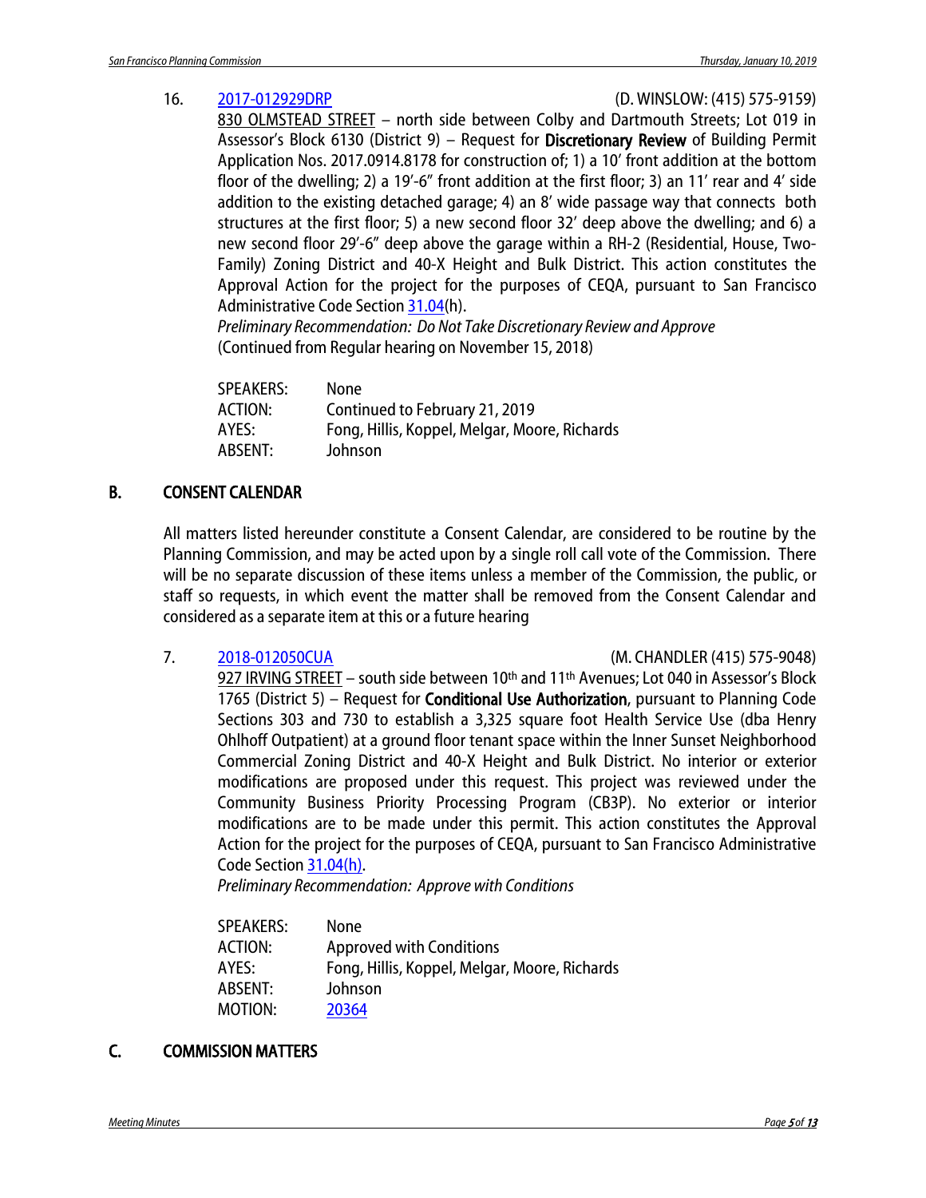16. 2017-012929DRP (D. WINSLOW: (415) 575-9159)
830 OLMSTEAD STREET – north side between Colby and Dartmouth Streets; Lot 019 in Assessor's Block 6130 (District 9) – Request for **Discretionary Review** of Building Permit Application Nos. 2017.0914.8178 for construction of; 1) a 10' front addition at the bottom floor of the dwelling; 2) a 19'-6" front addition at the first floor; 3) an 11' rear and 4' side addition to the existing detached garage; 4) an 8' wide passage way that connects both structures at the first floor; 5) a new second floor 32' deep above the dwelling; and 6) a new second floor 29'-6" deep above the garage within a RH-2 (Residential, House, Two-Family) Zoning District and 40-X Height and Bulk District. This action constitutes the Approval Action for the project for the purposes of CEQA, pursuant to San Francisco Administrative Code Section 31.04(h).
*Preliminary Recommendation: Do Not Take Discretionary Review and Approve*
(Continued from Regular hearing on November 15, 2018)

SPEAKERS: None
ACTION: Continued to February 21, 2019
AYES: Fong, Hillis, Koppel, Melgar, Moore, Richards
ABSENT: Johnson

## B. CONSENT CALENDAR

All matters listed hereunder constitute a Consent Calendar, are considered to be routine by the Planning Commission, and may be acted upon by a single roll call vote of the Commission. There will be no separate discussion of these items unless a member of the Commission, the public, or staff so requests, in which event the matter shall be removed from the Consent Calendar and considered as a separate item at this or a future hearing

7. 2018-012050CUA (M. CHANDLER (415) 575-9048)
927 IRVING STREET – south side between 10th and 11th Avenues; Lot 040 in Assessor's Block 1765 (District 5) – Request for **Conditional Use Authorization**, pursuant to Planning Code Sections 303 and 730 to establish a 3,325 square foot Health Service Use (dba Henry Ohlhoff Outpatient) at a ground floor tenant space within the Inner Sunset Neighborhood Commercial Zoning District and 40-X Height and Bulk District. No interior or exterior modifications are proposed under this request. This project was reviewed under the Community Business Priority Processing Program (CB3P). No exterior or interior modifications are to be made under this permit. This action constitutes the Approval Action for the project for the purposes of CEQA, pursuant to San Francisco Administrative Code Section 31.04(h).
*Preliminary Recommendation: Approve with Conditions*

SPEAKERS: None
ACTION: Approved with Conditions
AYES: Fong, Hillis, Koppel, Melgar, Moore, Richards
ABSENT: Johnson
MOTION: 20364

## C. COMMISSION MATTERS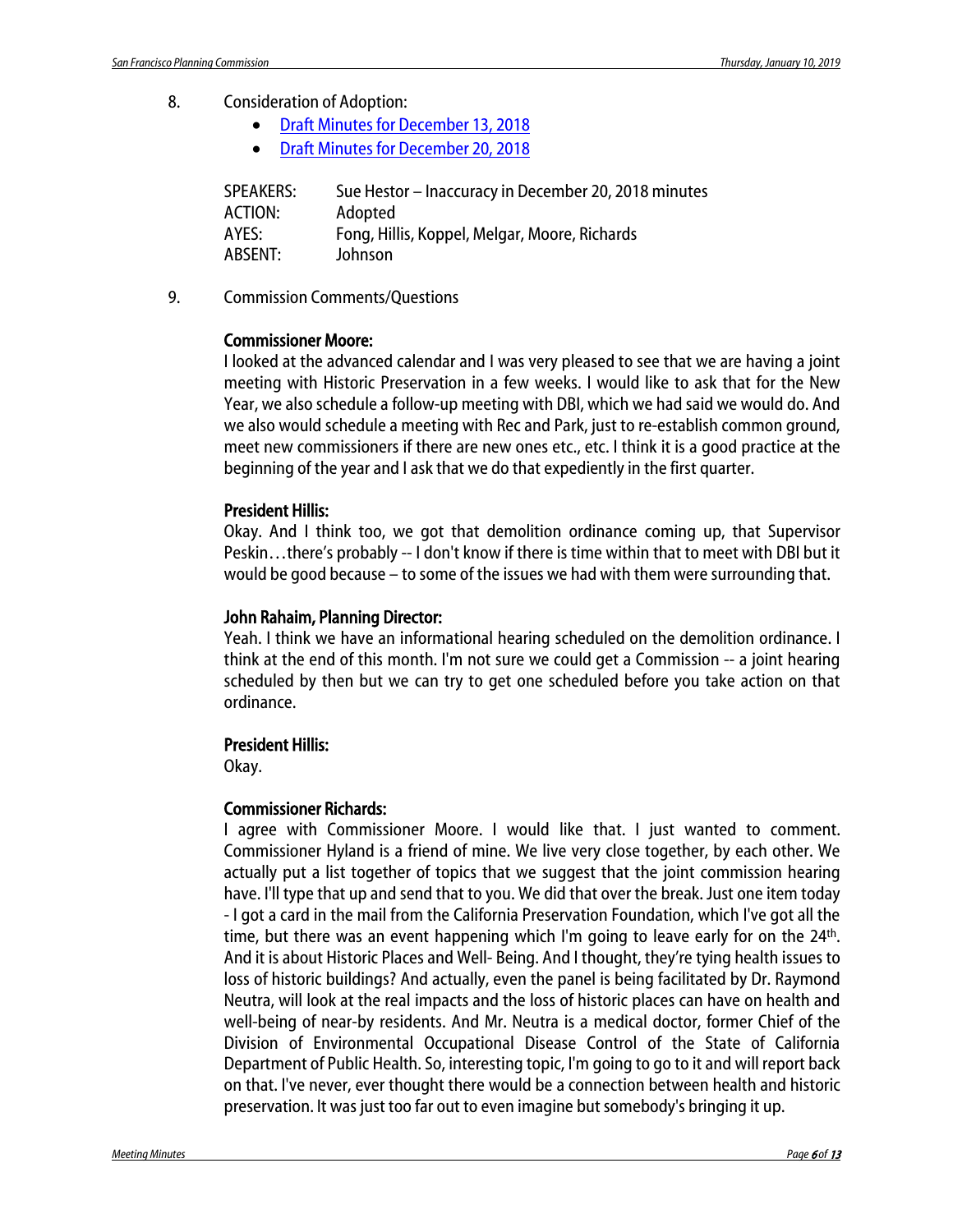8. Consideration of Adoption:
   - [Draft Minutes for December 13, 2018]
   - [Draft Minutes for December 20, 2018]

| | |
|---|---|
| SPEAKERS: | Sue Hestor – Inaccuracy in December 20, 2018 minutes |
| ACTION: | Adopted |
| AYES: | Fong, Hillis, Koppel, Melgar, Moore, Richards |
| ABSENT: | Johnson |

9. Commission Comments/Questions

**Commissioner Moore:**
I looked at the advanced calendar and I was very pleased to see that we are having a joint meeting with Historic Preservation in a few weeks. I would like to ask that for the New Year, we also schedule a follow-up meeting with DBI, which we had said we would do. And we also would schedule a meeting with Rec and Park, just to re-establish common ground, meet new commissioners if there are new ones etc., etc. I think it is a good practice at the beginning of the year and I ask that we do that expediently in the first quarter.

**President Hillis:**
Okay. And I think too, we got that demolition ordinance coming up, that Supervisor Peskin…there's probably -- I don't know if there is time within that to meet with DBI but it would be good because – to some of the issues we had with them were surrounding that.

**John Rahaim, Planning Director:**
Yeah. I think we have an informational hearing scheduled on the demolition ordinance. I think at the end of this month. I'm not sure we could get a Commission -- a joint hearing scheduled by then but we can try to get one scheduled before you take action on that ordinance.

**President Hillis:**
Okay.

**Commissioner Richards:**
I agree with Commissioner Moore. I would like that. I just wanted to comment. Commissioner Hyland is a friend of mine. We live very close together, by each other. We actually put a list together of topics that we suggest that the joint commission hearing have. I'll type that up and send that to you. We did that over the break. Just one item today - I got a card in the mail from the California Preservation Foundation, which I've got all the time, but there was an event happening which I'm going to leave early for on the 24th. And it is about Historic Places and Well- Being. And I thought, they're tying health issues to loss of historic buildings? And actually, even the panel is being facilitated by Dr. Raymond Neutra, will look at the real impacts and the loss of historic places can have on health and well-being of near-by residents. And Mr. Neutra is a medical doctor, former Chief of the Division of Environmental Occupational Disease Control of the State of California Department of Public Health. So, interesting topic, I'm going to go to it and will report back on that. I've never, ever thought there would be a connection between health and historic preservation. It was just too far out to even imagine but somebody's bringing it up.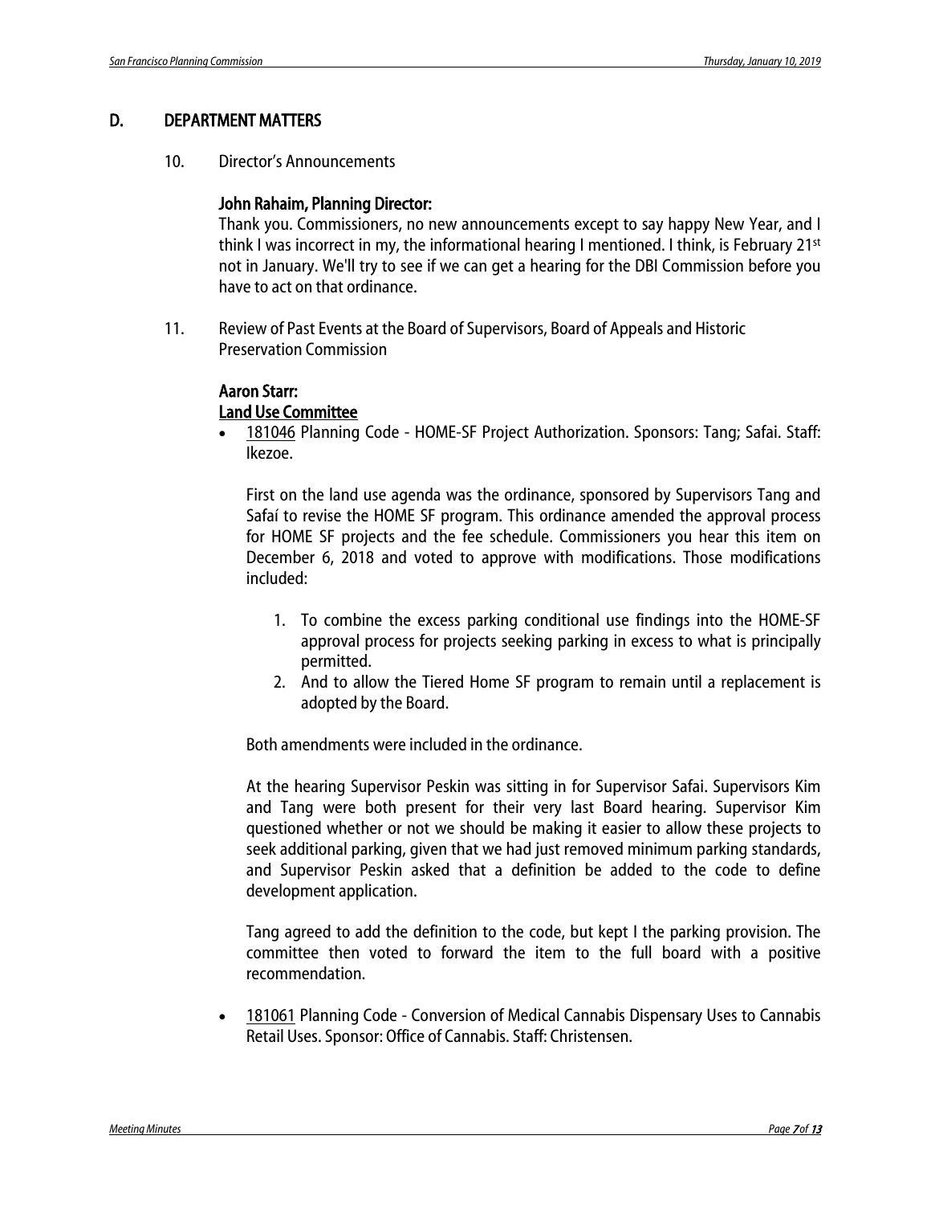## D. DEPARTMENT MATTERS

10. Director's Announcements

**John Rahaim, Planning Director:**
Thank you. Commissioners, no new announcements except to say happy New Year, and I think I was incorrect in my, the informational hearing I mentioned. I think, is February 21st not in January. We'll try to see if we can get a hearing for the DBI Commission before you have to act on that ordinance.

11. Review of Past Events at the Board of Supervisors, Board of Appeals and Historic Preservation Commission

**Aaron Starr:**
**Land Use Committee**

- 181046 Planning Code - HOME-SF Project Authorization. Sponsors: Tang; Safai. Staff: Ikezoe.

  First on the land use agenda was the ordinance, sponsored by Supervisors Tang and Safaí to revise the HOME SF program. This ordinance amended the approval process for HOME SF projects and the fee schedule. Commissioners you hear this item on December 6, 2018 and voted to approve with modifications. Those modifications included:

  1. To combine the excess parking conditional use findings into the HOME-SF approval process for projects seeking parking in excess to what is principally permitted.
  2. And to allow the Tiered Home SF program to remain until a replacement is adopted by the Board.

  Both amendments were included in the ordinance.

  At the hearing Supervisor Peskin was sitting in for Supervisor Safai. Supervisors Kim and Tang were both present for their very last Board hearing. Supervisor Kim questioned whether or not we should be making it easier to allow these projects to seek additional parking, given that we had just removed minimum parking standards, and Supervisor Peskin asked that a definition be added to the code to define development application.

  Tang agreed to add the definition to the code, but kept I the parking provision. The committee then voted to forward the item to the full board with a positive recommendation.

- 181061 Planning Code - Conversion of Medical Cannabis Dispensary Uses to Cannabis Retail Uses. Sponsor: Office of Cannabis. Staff: Christensen.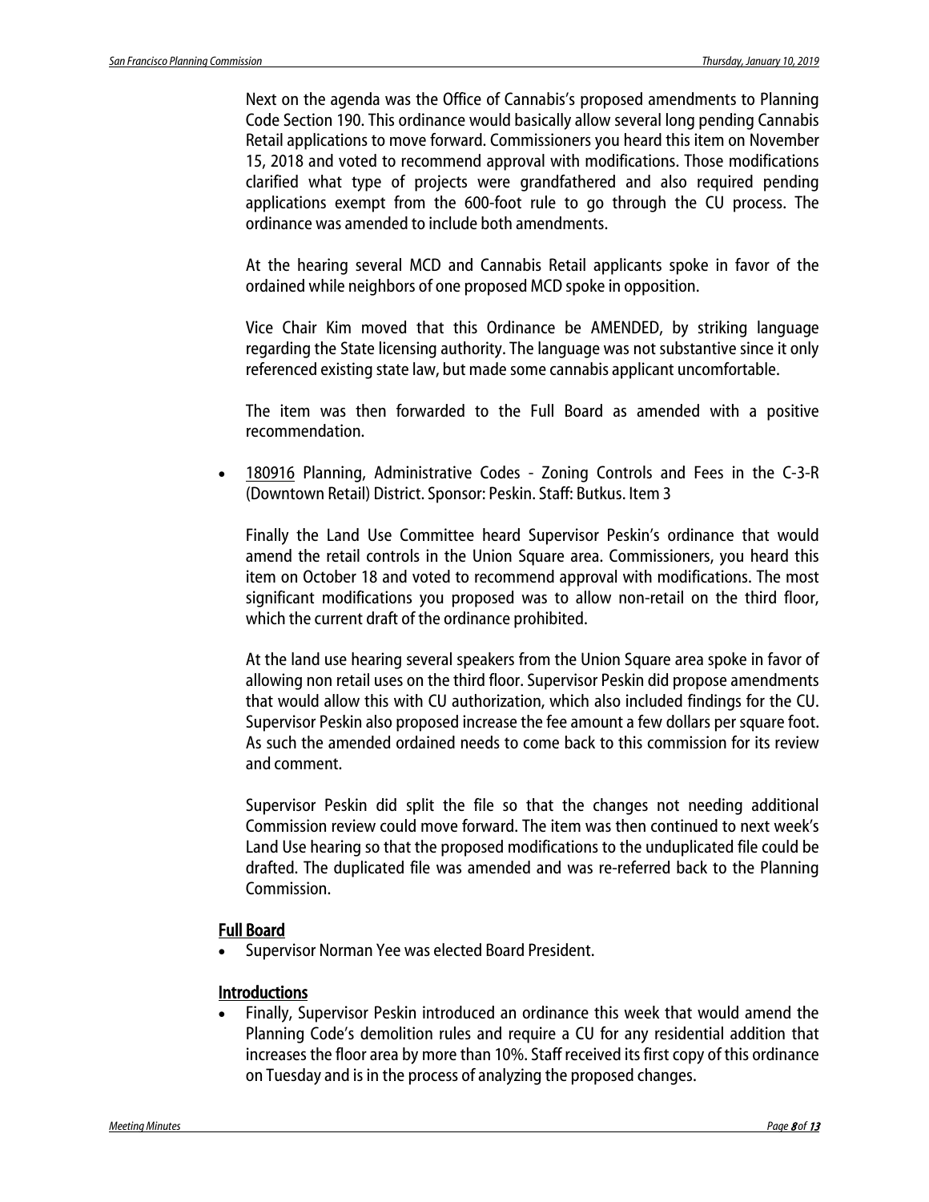Next on the agenda was the Office of Cannabis's proposed amendments to Planning Code Section 190. This ordinance would basically allow several long pending Cannabis Retail applications to move forward. Commissioners you heard this item on November 15, 2018 and voted to recommend approval with modifications. Those modifications clarified what type of projects were grandfathered and also required pending applications exempt from the 600-foot rule to go through the CU process. The ordinance was amended to include both amendments.

At the hearing several MCD and Cannabis Retail applicants spoke in favor of the ordained while neighbors of one proposed MCD spoke in opposition.

Vice Chair Kim moved that this Ordinance be AMENDED, by striking language regarding the State licensing authority. The language was not substantive since it only referenced existing state law, but made some cannabis applicant uncomfortable.

The item was then forwarded to the Full Board as amended with a positive recommendation.

- 180916 Planning, Administrative Codes - Zoning Controls and Fees in the C-3-R (Downtown Retail) District. Sponsor: Peskin. Staff: Butkus. Item 3

  Finally the Land Use Committee heard Supervisor Peskin's ordinance that would amend the retail controls in the Union Square area. Commissioners, you heard this item on October 18 and voted to recommend approval with modifications. The most significant modifications you proposed was to allow non-retail on the third floor, which the current draft of the ordinance prohibited.

  At the land use hearing several speakers from the Union Square area spoke in favor of allowing non retail uses on the third floor. Supervisor Peskin did propose amendments that would allow this with CU authorization, which also included findings for the CU. Supervisor Peskin also proposed increase the fee amount a few dollars per square foot. As such the amended ordained needs to come back to this commission for its review and comment.

  Supervisor Peskin did split the file so that the changes not needing additional Commission review could move forward. The item was then continued to next week's Land Use hearing so that the proposed modifications to the unduplicated file could be drafted. The duplicated file was amended and was re-referred back to the Planning Commission.

## Full Board

- Supervisor Norman Yee was elected Board President.

## Introductions

- Finally, Supervisor Peskin introduced an ordinance this week that would amend the Planning Code's demolition rules and require a CU for any residential addition that increases the floor area by more than 10%. Staff received its first copy of this ordinance on Tuesday and is in the process of analyzing the proposed changes.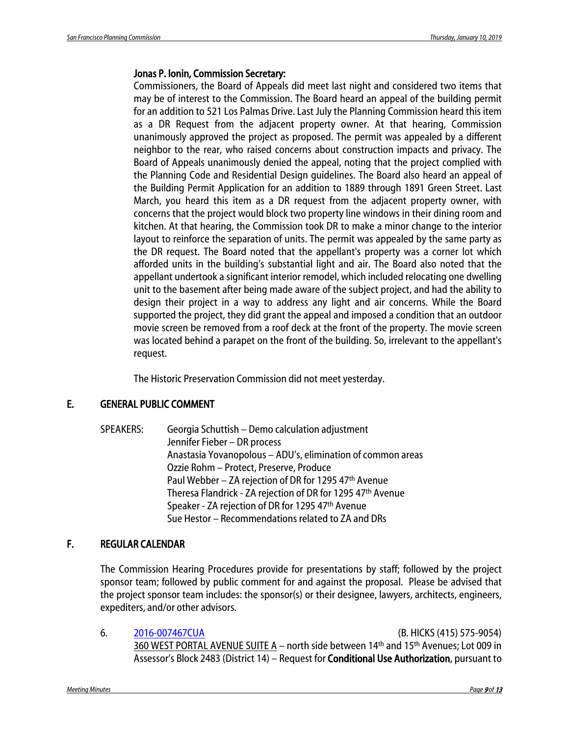**Jonas P. Ionin, Commission Secretary:**

Commissioners, the Board of Appeals did meet last night and considered two items that may be of interest to the Commission. The Board heard an appeal of the building permit for an addition to 521 Los Palmas Drive. Last July the Planning Commission heard this item as a DR Request from the adjacent property owner. At that hearing, Commission unanimously approved the project as proposed. The permit was appealed by a different neighbor to the rear, who raised concerns about construction impacts and privacy. The Board of Appeals unanimously denied the appeal, noting that the project complied with the Planning Code and Residential Design guidelines. The Board also heard an appeal of the Building Permit Application for an addition to 1889 through 1891 Green Street. Last March, you heard this item as a DR request from the adjacent property owner, with concerns that the project would block two property line windows in their dining room and kitchen. At that hearing, the Commission took DR to make a minor change to the interior layout to reinforce the separation of units. The permit was appealed by the same party as the DR request. The Board noted that the appellant's property was a corner lot which afforded units in the building's substantial light and air. The Board also noted that the appellant undertook a significant interior remodel, which included relocating one dwelling unit to the basement after being made aware of the subject project, and had the ability to design their project in a way to address any light and air concerns. While the Board supported the project, they did grant the appeal and imposed a condition that an outdoor movie screen be removed from a roof deck at the front of the property. The movie screen was located behind a parapet on the front of the building. So, irrelevant to the appellant's request.

The Historic Preservation Commission did not meet yesterday.

## E. GENERAL PUBLIC COMMENT

SPEAKERS: Georgia Schuttish – Demo calculation adjustment
Jennifer Fieber – DR process
Anastasia Yovanopolous – ADU's, elimination of common areas
Ozzie Rohm – Protect, Preserve, Produce
Paul Webber – ZA rejection of DR for 1295 47th Avenue
Theresa Flandrick - ZA rejection of DR for 1295 47th Avenue
Speaker - ZA rejection of DR for 1295 47th Avenue
Sue Hestor – Recommendations related to ZA and DRs

## F. REGULAR CALENDAR

The Commission Hearing Procedures provide for presentations by staff; followed by the project sponsor team; followed by public comment for and against the proposal. Please be advised that the project sponsor team includes: the sponsor(s) or their designee, lawyers, architects, engineers, expediters, and/or other advisors.

6. 2016-007467CUA (B. HICKS (415) 575-9054)
360 WEST PORTAL AVENUE SUITE A – north side between 14th and 15th Avenues; Lot 009 in Assessor's Block 2483 (District 14) – Request for **Conditional Use Authorization**, pursuant to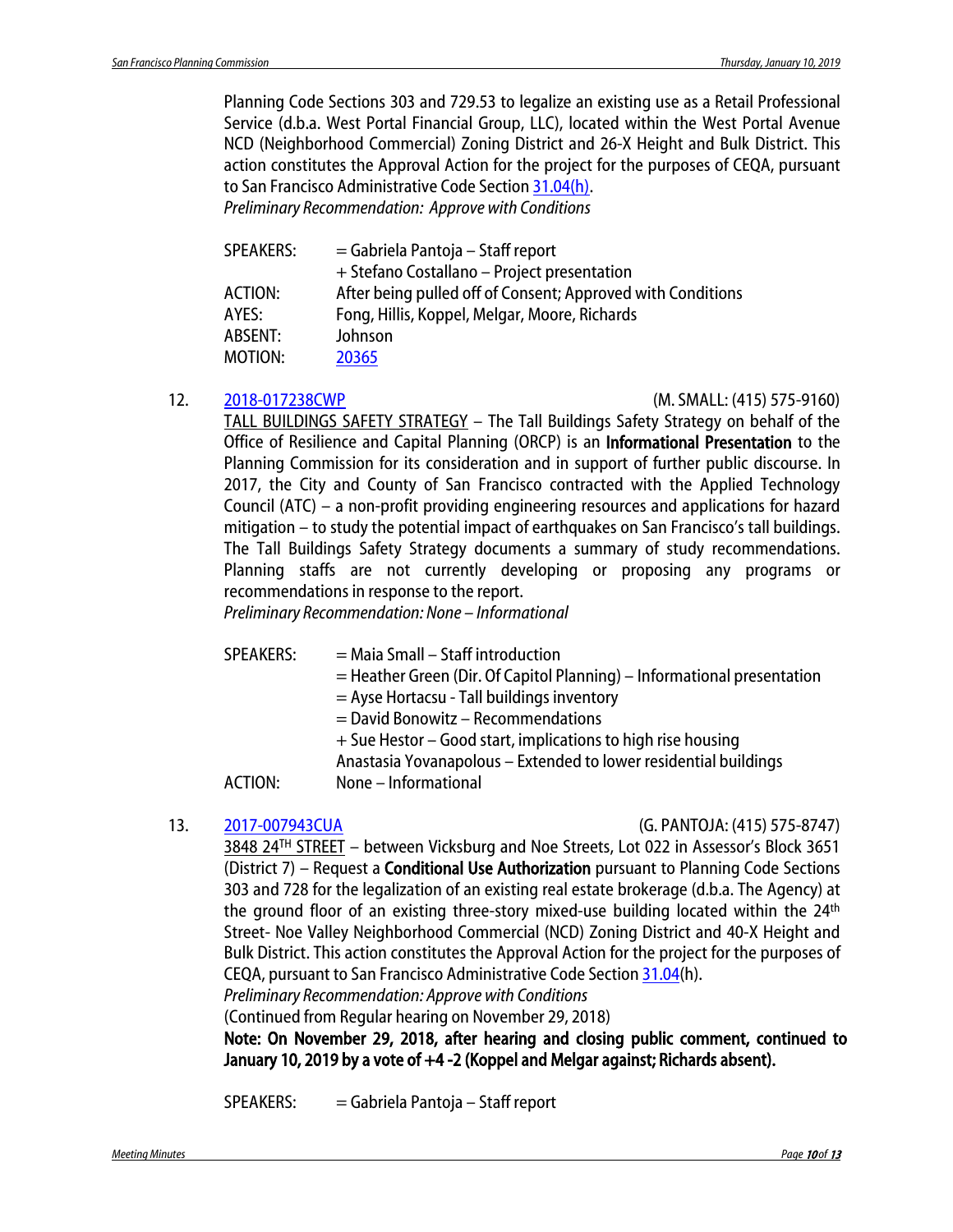Planning Code Sections 303 and 729.53 to legalize an existing use as a Retail Professional Service (d.b.a. West Portal Financial Group, LLC), located within the West Portal Avenue NCD (Neighborhood Commercial) Zoning District and 26-X Height and Bulk District. This action constitutes the Approval Action for the project for the purposes of CEQA, pursuant to San Francisco Administrative Code Section 31.04(h).
*Preliminary Recommendation: Approve with Conditions*

| | |
|---|---|
| SPEAKERS: | = Gabriela Pantoja – Staff report |
| | + Stefano Costallano – Project presentation |
| ACTION: | After being pulled off of Consent; Approved with Conditions |
| AYES: | Fong, Hillis, Koppel, Melgar, Moore, Richards |
| ABSENT: | Johnson |
| MOTION: | 20365 |

12. 2018-017238CWP (M. SMALL: (415) 575-9160)
TALL BUILDINGS SAFETY STRATEGY – The Tall Buildings Safety Strategy on behalf of the Office of Resilience and Capital Planning (ORCP) is an **Informational Presentation** to the Planning Commission for its consideration and in support of further public discourse. In 2017, the City and County of San Francisco contracted with the Applied Technology Council (ATC) – a non-profit providing engineering resources and applications for hazard mitigation – to study the potential impact of earthquakes on San Francisco's tall buildings. The Tall Buildings Safety Strategy documents a summary of study recommendations. Planning staffs are not currently developing or proposing any programs or recommendations in response to the report.
*Preliminary Recommendation: None – Informational*

| | |
|---|---|
| SPEAKERS: | = Maia Small – Staff introduction |
| | = Heather Green (Dir. Of Capitol Planning) – Informational presentation |
| | = Ayse Hortacsu - Tall buildings inventory |
| | = David Bonowitz – Recommendations |
| | + Sue Hestor – Good start, implications to high rise housing |
| | Anastasia Yovanapolous – Extended to lower residential buildings |
| ACTION: | None – Informational |

13. 2017-007943CUA (G. PANTOJA: (415) 575-8747)
3848 24TH STREET – between Vicksburg and Noe Streets, Lot 022 in Assessor's Block 3651 (District 7) – Request a **Conditional Use Authorization** pursuant to Planning Code Sections 303 and 728 for the legalization of an existing real estate brokerage (d.b.a. The Agency) at the ground floor of an existing three-story mixed-use building located within the 24th Street- Noe Valley Neighborhood Commercial (NCD) Zoning District and 40-X Height and Bulk District. This action constitutes the Approval Action for the project for the purposes of CEQA, pursuant to San Francisco Administrative Code Section 31.04(h).
*Preliminary Recommendation: Approve with Conditions*
(Continued from Regular hearing on November 29, 2018)
**Note: On November 29, 2018, after hearing and closing public comment, continued to January 10, 2019 by a vote of +4 -2 (Koppel and Melgar against; Richards absent).**

SPEAKERS: = Gabriela Pantoja – Staff report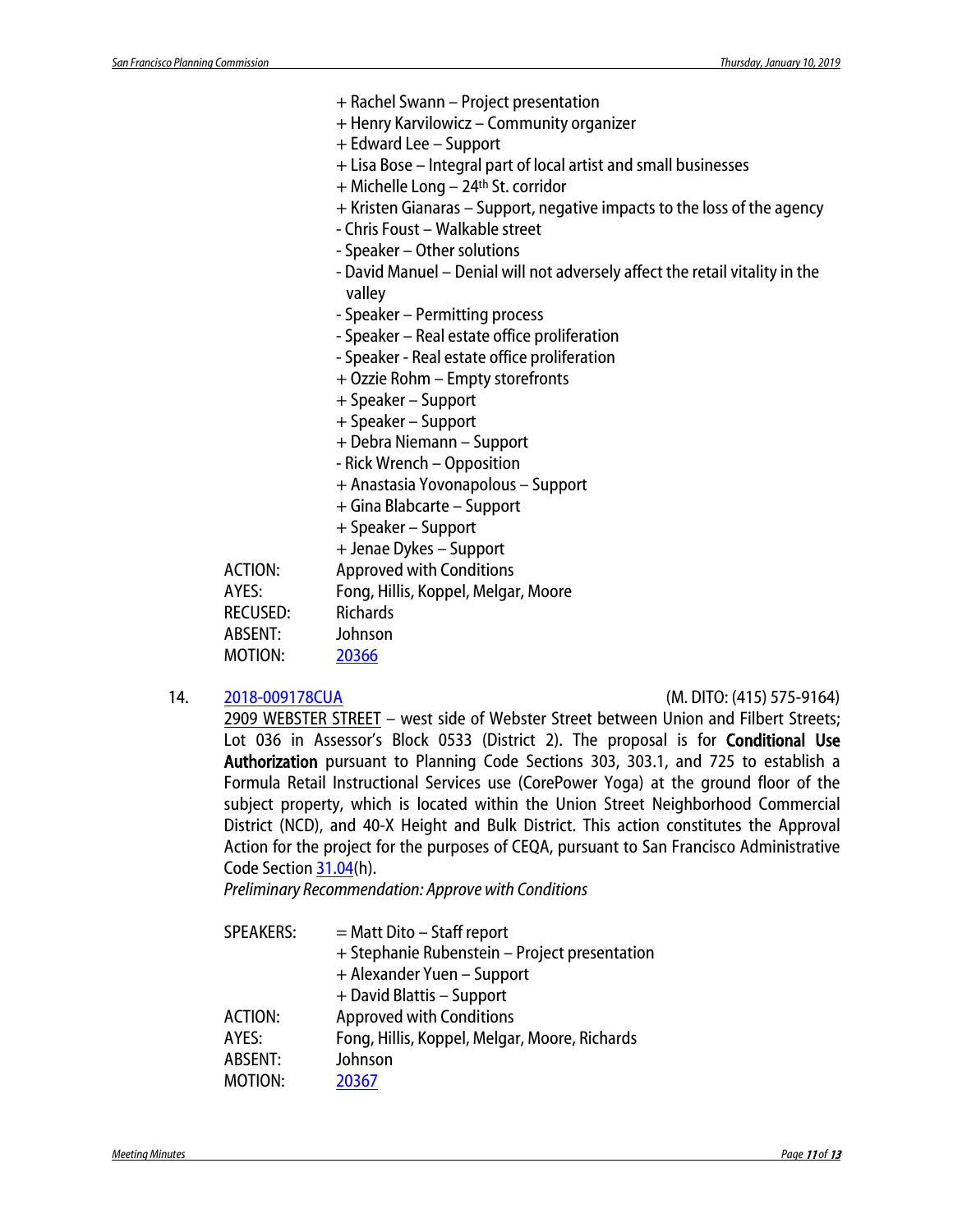+ Rachel Swann – Project presentation
+ Henry Karvilowicz – Community organizer
+ Edward Lee – Support
+ Lisa Bose – Integral part of local artist and small businesses
+ Michelle Long – 24th St. corridor
+ Kristen Gianaras – Support, negative impacts to the loss of the agency
- Chris Foust – Walkable street
- Speaker – Other solutions
- David Manuel – Denial will not adversely affect the retail vitality in the valley
- Speaker – Permitting process
- Speaker – Real estate office proliferation
- Speaker - Real estate office proliferation
+ Ozzie Rohm – Empty storefronts
+ Speaker – Support
+ Speaker – Support
+ Debra Niemann – Support
- Rick Wrench – Opposition
+ Anastasia Yovonapolous – Support
+ Gina Blabcarte – Support
+ Speaker – Support
+ Jenae Dykes – Support

ACTION: Approved with Conditions
AYES: Fong, Hillis, Koppel, Melgar, Moore
RECUSED: Richards
ABSENT: Johnson
MOTION: 20366

14. 2018-009178CUA (M. DITO: (415) 575-9164)

2909 WEBSTER STREET – west side of Webster Street between Union and Filbert Streets; Lot 036 in Assessor's Block 0533 (District 2). The proposal is for **Conditional Use Authorization** pursuant to Planning Code Sections 303, 303.1, and 725 to establish a Formula Retail Instructional Services use (CorePower Yoga) at the ground floor of the subject property, which is located within the Union Street Neighborhood Commercial District (NCD), and 40-X Height and Bulk District. This action constitutes the Approval Action for the project for the purposes of CEQA, pursuant to San Francisco Administrative Code Section 31.04(h).

*Preliminary Recommendation: Approve with Conditions*

SPEAKERS:
= Matt Dito – Staff report
+ Stephanie Rubenstein – Project presentation
+ Alexander Yuen – Support
+ David Blattis – Support

ACTION: Approved with Conditions
AYES: Fong, Hillis, Koppel, Melgar, Moore, Richards
ABSENT: Johnson
MOTION: 20367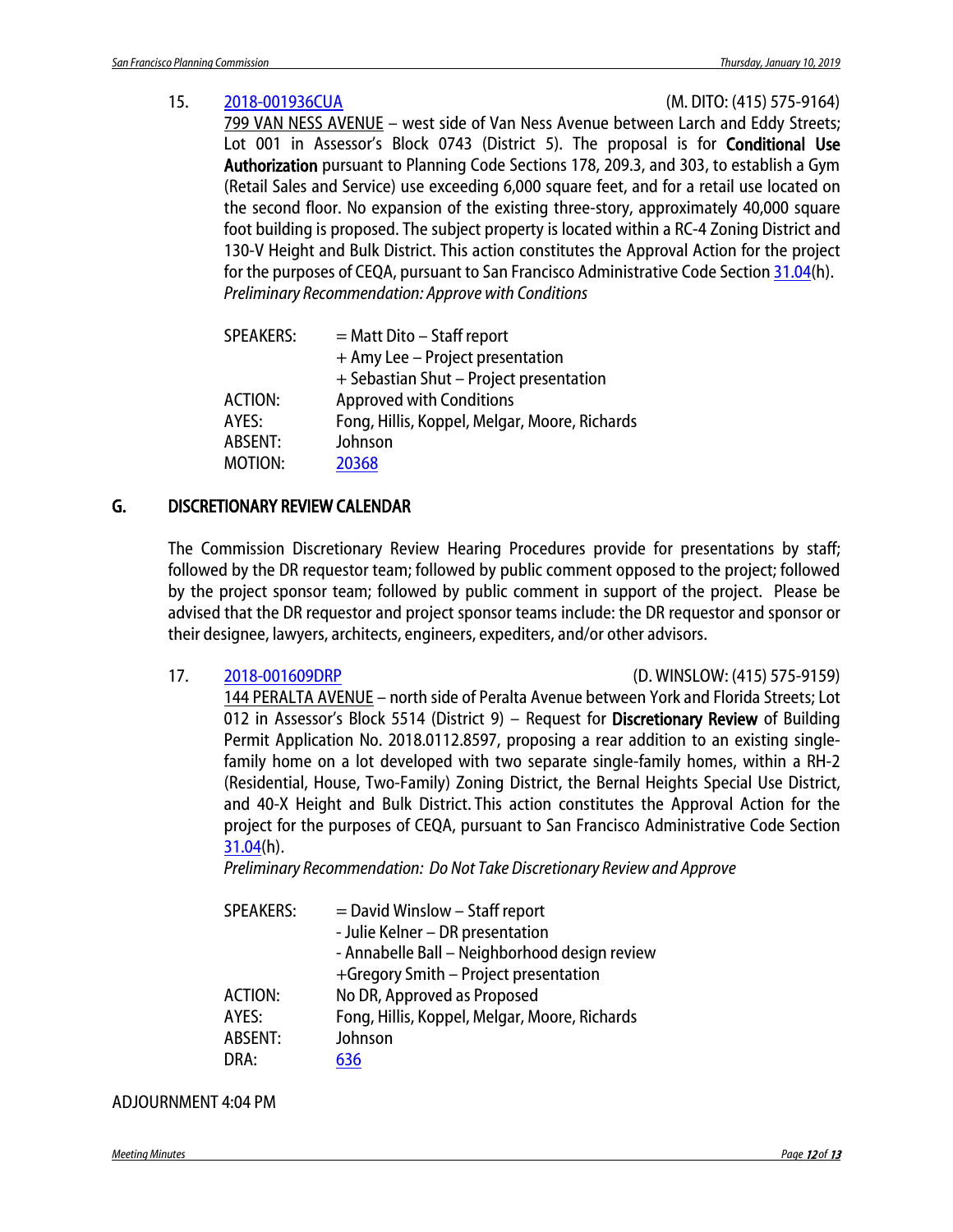15. 2018-001936CUA (M. DITO: (415) 575-9164)

799 VAN NESS AVENUE – west side of Van Ness Avenue between Larch and Eddy Streets; Lot 001 in Assessor's Block 0743 (District 5). The proposal is for **Conditional Use Authorization** pursuant to Planning Code Sections 178, 209.3, and 303, to establish a Gym (Retail Sales and Service) use exceeding 6,000 square feet, and for a retail use located on the second floor. No expansion of the existing three-story, approximately 40,000 square foot building is proposed. The subject property is located within a RC-4 Zoning District and 130-V Height and Bulk District. This action constitutes the Approval Action for the project for the purposes of CEQA, pursuant to San Francisco Administrative Code Section 31.04(h).

*Preliminary Recommendation: Approve with Conditions*

| | |
|---|---|
| SPEAKERS: | = Matt Dito – Staff report |
| | + Amy Lee – Project presentation |
| | + Sebastian Shut – Project presentation |
| ACTION: | Approved with Conditions |
| AYES: | Fong, Hillis, Koppel, Melgar, Moore, Richards |
| ABSENT: | Johnson |
| MOTION: | 20368 |

## G. DISCRETIONARY REVIEW CALENDAR

The Commission Discretionary Review Hearing Procedures provide for presentations by staff; followed by the DR requestor team; followed by public comment opposed to the project; followed by the project sponsor team; followed by public comment in support of the project. Please be advised that the DR requestor and project sponsor teams include: the DR requestor and sponsor or their designee, lawyers, architects, engineers, expediters, and/or other advisors.

17. 2018-001609DRP (D. WINSLOW: (415) 575-9159)

144 PERALTA AVENUE – north side of Peralta Avenue between York and Florida Streets; Lot 012 in Assessor's Block 5514 (District 9) – Request for **Discretionary Review** of Building Permit Application No. 2018.0112.8597, proposing a rear addition to an existing single-family home on a lot developed with two separate single-family homes, within a RH-2 (Residential, House, Two-Family) Zoning District, the Bernal Heights Special Use District, and 40-X Height and Bulk District. This action constitutes the Approval Action for the project for the purposes of CEQA, pursuant to San Francisco Administrative Code Section 31.04(h).

*Preliminary Recommendation: Do Not Take Discretionary Review and Approve*

| | |
|---|---|
| SPEAKERS: | = David Winslow – Staff report |
| | - Julie Kelner – DR presentation |
| | - Annabelle Ball – Neighborhood design review |
| | +Gregory Smith – Project presentation |
| ACTION: | No DR, Approved as Proposed |
| AYES: | Fong, Hillis, Koppel, Melgar, Moore, Richards |
| ABSENT: | Johnson |
| DRA: | 636 |

ADJOURNMENT 4:04 PM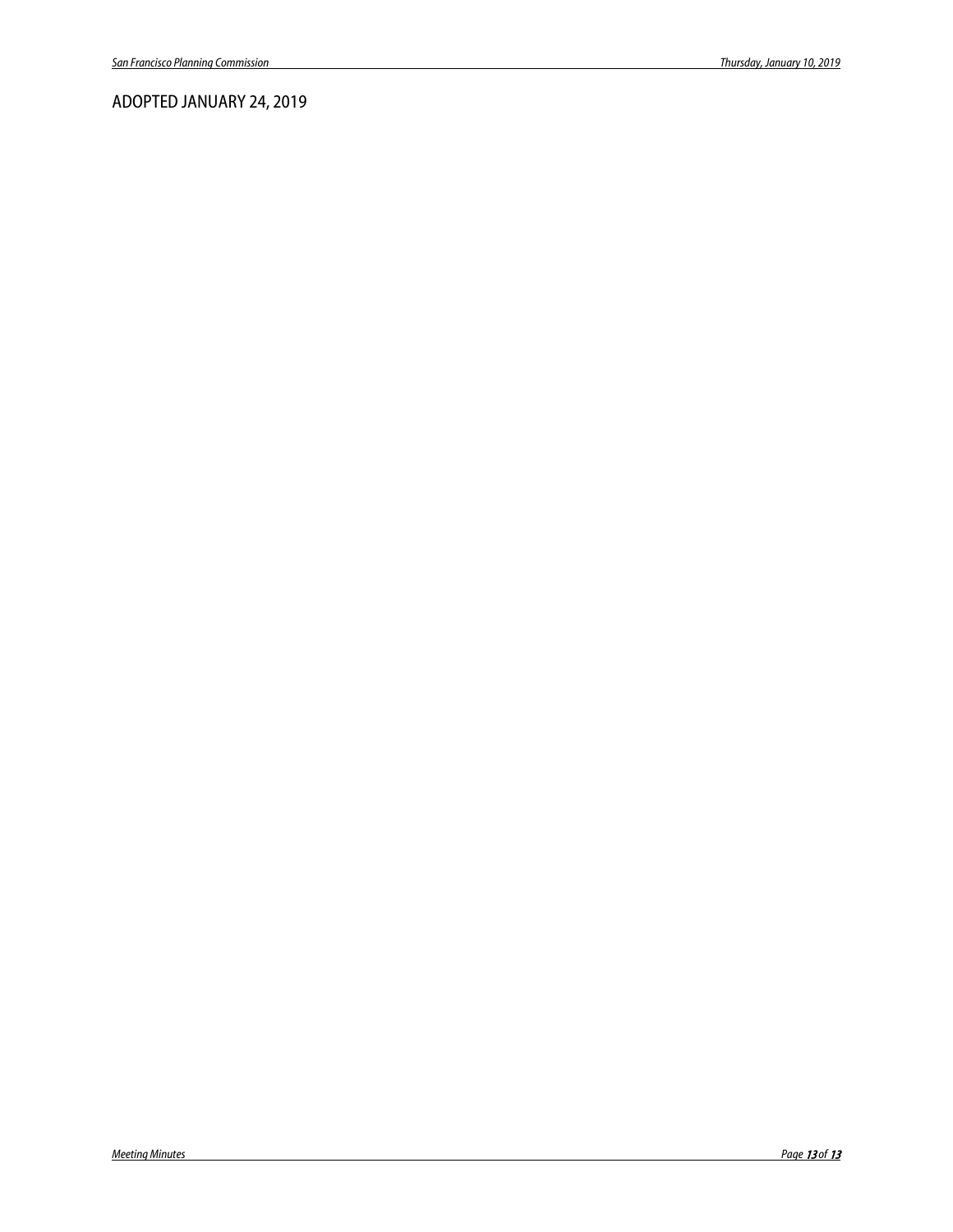ADOPTED JANUARY 24, 2019